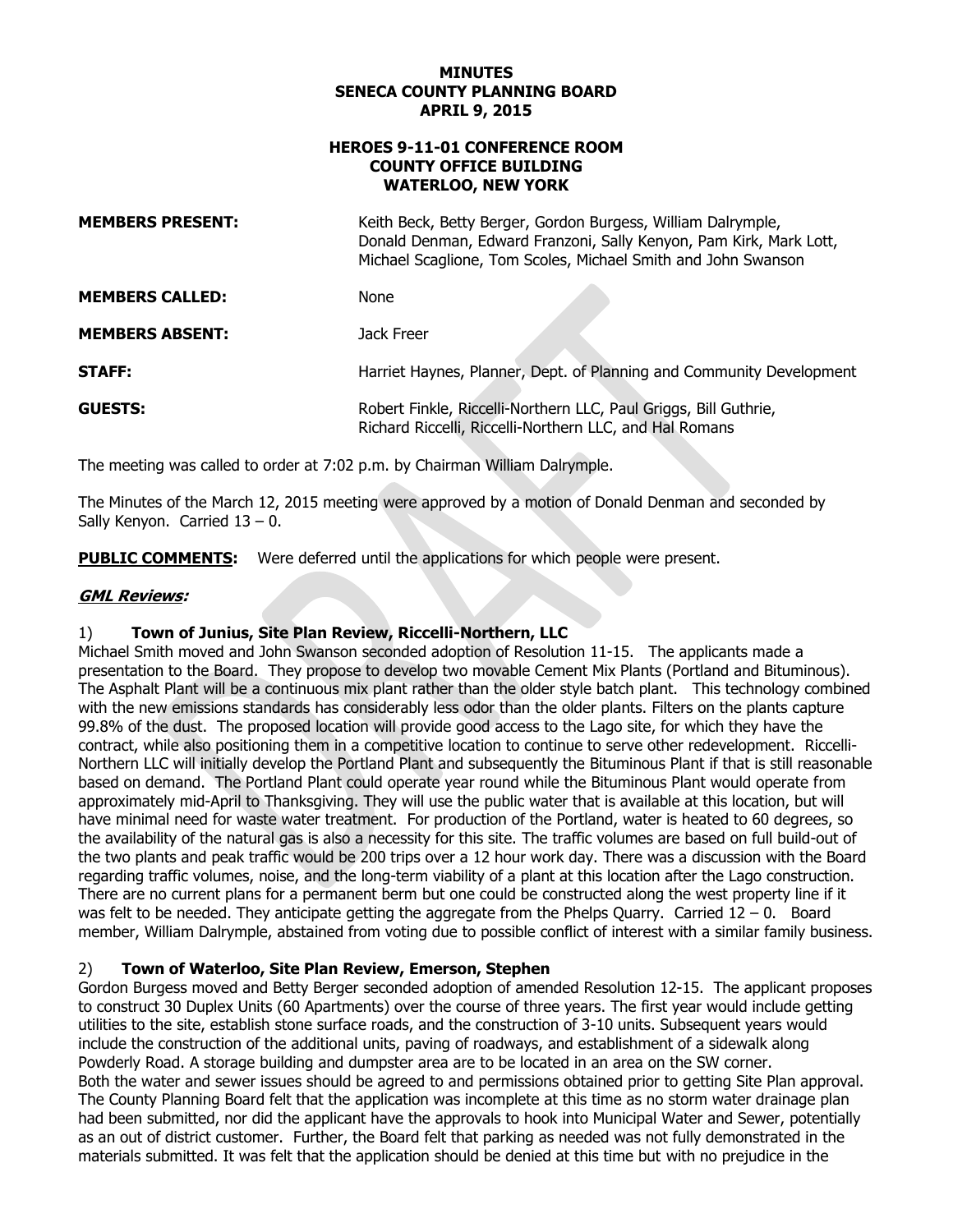**MINUTES**
**SENECA COUNTY PLANNING BOARD**
**APRIL 9, 2015**

**HEROES 9-11-01 CONFERENCE ROOM**
**COUNTY OFFICE BUILDING**
**WATERLOO, NEW YORK**

| | |
|---|---|
| **MEMBERS PRESENT:** | Keith Beck, Betty Berger, Gordon Burgess, William Dalrymple, Donald Denman, Edward Franzoni, Sally Kenyon, Pam Kirk, Mark Lott, Michael Scaglione, Tom Scoles, Michael Smith and John Swanson |
| **MEMBERS CALLED:** | None |
| **MEMBERS ABSENT:** | Jack Freer |
| **STAFF:** | Harriet Haynes, Planner, Dept. of Planning and Community Development |
| **GUESTS:** | Robert Finkle, Riccelli-Northern LLC, Paul Griggs, Bill Guthrie, Richard Riccelli, Riccelli-Northern LLC, and Hal Romans |

The meeting was called to order at 7:02 p.m. by Chairman William Dalrymple.

The Minutes of the March 12, 2015 meeting were approved by a motion of Donald Denman and seconded by Sally Kenyon. Carried 13 – 0.

**PUBLIC COMMENTS:** Were deferred until the applications for which people were present.

***GML Reviews:***

1) **Town of Junius, Site Plan Review, Riccelli-Northern, LLC**
Michael Smith moved and John Swanson seconded adoption of Resolution 11-15. The applicants made a presentation to the Board. They propose to develop two movable Cement Mix Plants (Portland and Bituminous). The Asphalt Plant will be a continuous mix plant rather than the older style batch plant. This technology combined with the new emissions standards has considerably less odor than the older plants. Filters on the plants capture 99.8% of the dust. The proposed location will provide good access to the Lago site, for which they have the contract, while also positioning them in a competitive location to continue to serve other redevelopment. Riccelli-Northern LLC will initially develop the Portland Plant and subsequently the Bituminous Plant if that is still reasonable based on demand. The Portland Plant could operate year round while the Bituminous Plant would operate from approximately mid-April to Thanksgiving. They will use the public water that is available at this location, but will have minimal need for waste water treatment. For production of the Portland, water is heated to 60 degrees, so the availability of the natural gas is also a necessity for this site. The traffic volumes are based on full build-out of the two plants and peak traffic would be 200 trips over a 12 hour work day. There was a discussion with the Board regarding traffic volumes, noise, and the long-term viability of a plant at this location after the Lago construction. There are no current plans for a permanent berm but one could be constructed along the west property line if it was felt to be needed. They anticipate getting the aggregate from the Phelps Quarry. Carried 12 – 0. Board member, William Dalrymple, abstained from voting due to possible conflict of interest with a similar family business.

2) **Town of Waterloo, Site Plan Review, Emerson, Stephen**
Gordon Burgess moved and Betty Berger seconded adoption of amended Resolution 12-15. The applicant proposes to construct 30 Duplex Units (60 Apartments) over the course of three years. The first year would include getting utilities to the site, establish stone surface roads, and the construction of 3-10 units. Subsequent years would include the construction of the additional units, paving of roadways, and establishment of a sidewalk along Powderly Road. A storage building and dumpster area are to be located in an area on the SW corner.
Both the water and sewer issues should be agreed to and permissions obtained prior to getting Site Plan approval. The County Planning Board felt that the application was incomplete at this time as no storm water drainage plan had been submitted, nor did the applicant have the approvals to hook into Municipal Water and Sewer, potentially as an out of district customer. Further, the Board felt that parking as needed was not fully demonstrated in the materials submitted. It was felt that the application should be denied at this time but with no prejudice in the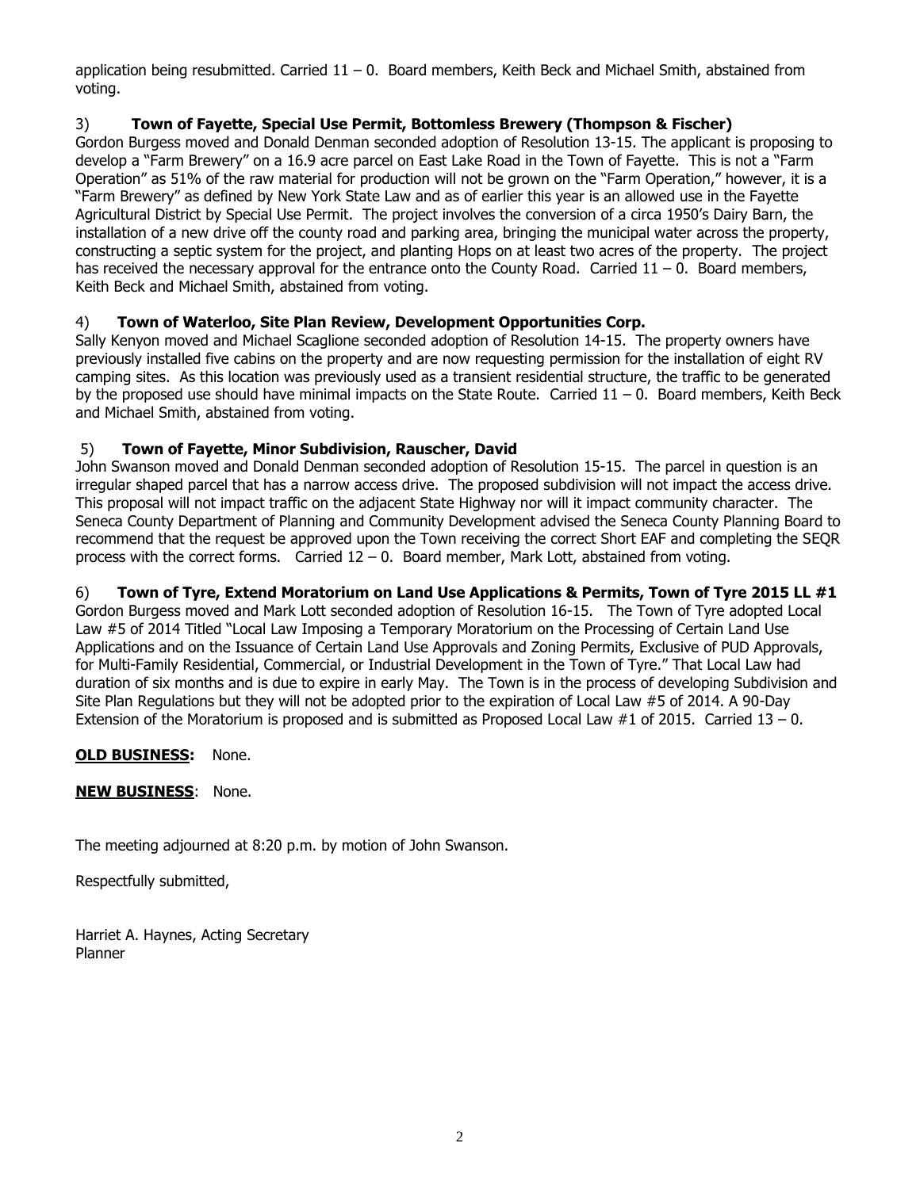application being resubmitted. Carried 11 – 0. Board members, Keith Beck and Michael Smith, abstained from voting.

3) **Town of Fayette, Special Use Permit, Bottomless Brewery (Thompson & Fischer)**

Gordon Burgess moved and Donald Denman seconded adoption of Resolution 13-15. The applicant is proposing to develop a "Farm Brewery" on a 16.9 acre parcel on East Lake Road in the Town of Fayette. This is not a "Farm Operation" as 51% of the raw material for production will not be grown on the "Farm Operation," however, it is a "Farm Brewery" as defined by New York State Law and as of earlier this year is an allowed use in the Fayette Agricultural District by Special Use Permit. The project involves the conversion of a circa 1950's Dairy Barn, the installation of a new drive off the county road and parking area, bringing the municipal water across the property, constructing a septic system for the project, and planting Hops on at least two acres of the property. The project has received the necessary approval for the entrance onto the County Road. Carried 11 – 0. Board members, Keith Beck and Michael Smith, abstained from voting.

4) **Town of Waterloo, Site Plan Review, Development Opportunities Corp.**

Sally Kenyon moved and Michael Scaglione seconded adoption of Resolution 14-15. The property owners have previously installed five cabins on the property and are now requesting permission for the installation of eight RV camping sites. As this location was previously used as a transient residential structure, the traffic to be generated by the proposed use should have minimal impacts on the State Route. Carried 11 – 0. Board members, Keith Beck and Michael Smith, abstained from voting.

5) **Town of Fayette, Minor Subdivision, Rauscher, David**

John Swanson moved and Donald Denman seconded adoption of Resolution 15-15. The parcel in question is an irregular shaped parcel that has a narrow access drive. The proposed subdivision will not impact the access drive. This proposal will not impact traffic on the adjacent State Highway nor will it impact community character. The Seneca County Department of Planning and Community Development advised the Seneca County Planning Board to recommend that the request be approved upon the Town receiving the correct Short EAF and completing the SEQR process with the correct forms. Carried 12 – 0. Board member, Mark Lott, abstained from voting.

6) **Town of Tyre, Extend Moratorium on Land Use Applications & Permits, Town of Tyre 2015 LL #1**

Gordon Burgess moved and Mark Lott seconded adoption of Resolution 16-15. The Town of Tyre adopted Local Law #5 of 2014 Titled "Local Law Imposing a Temporary Moratorium on the Processing of Certain Land Use Applications and on the Issuance of Certain Land Use Approvals and Zoning Permits, Exclusive of PUD Approvals, for Multi-Family Residential, Commercial, or Industrial Development in the Town of Tyre." That Local Law had duration of six months and is due to expire in early May. The Town is in the process of developing Subdivision and Site Plan Regulations but they will not be adopted prior to the expiration of Local Law #5 of 2014. A 90-Day Extension of the Moratorium is proposed and is submitted as Proposed Local Law #1 of 2015. Carried 13 – 0.

**OLD BUSINESS:** None.

**NEW BUSINESS**: None.

The meeting adjourned at 8:20 p.m. by motion of John Swanson.

Respectfully submitted,

Harriet A. Haynes, Acting Secretary
Planner